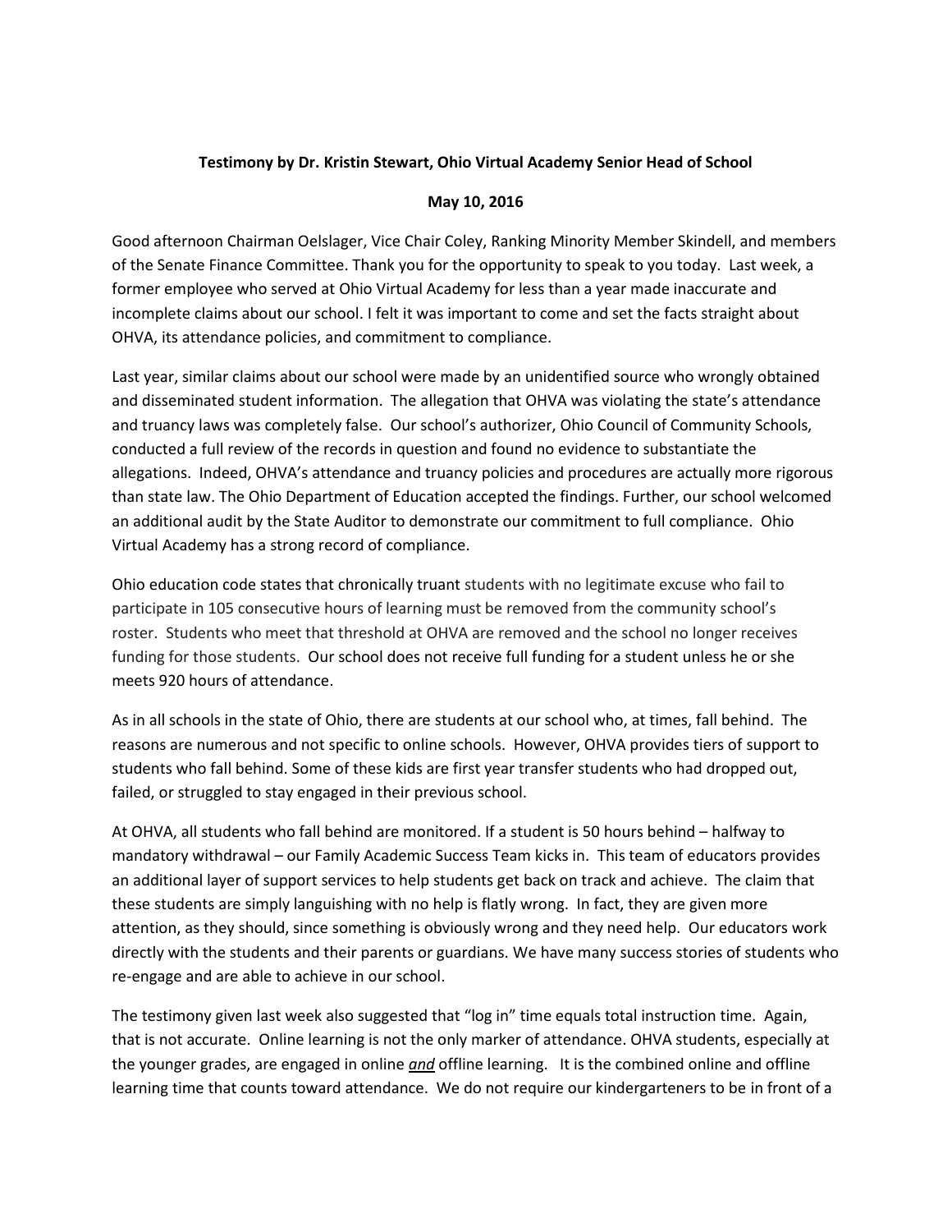**Testimony by Dr. Kristin Stewart, Ohio Virtual Academy Senior Head of School**

**May 10, 2016**

Good afternoon Chairman Oelslager, Vice Chair Coley, Ranking Minority Member Skindell, and members of the Senate Finance Committee. Thank you for the opportunity to speak to you today. Last week, a former employee who served at Ohio Virtual Academy for less than a year made inaccurate and incomplete claims about our school. I felt it was important to come and set the facts straight about OHVA, its attendance policies, and commitment to compliance.

Last year, similar claims about our school were made by an unidentified source who wrongly obtained and disseminated student information. The allegation that OHVA was violating the state's attendance and truancy laws was completely false. Our school's authorizer, Ohio Council of Community Schools, conducted a full review of the records in question and found no evidence to substantiate the allegations. Indeed, OHVA's attendance and truancy policies and procedures are actually more rigorous than state law. The Ohio Department of Education accepted the findings. Further, our school welcomed an additional audit by the State Auditor to demonstrate our commitment to full compliance. Ohio Virtual Academy has a strong record of compliance.

Ohio education code states that chronically truant students with no legitimate excuse who fail to participate in 105 consecutive hours of learning must be removed from the community school's roster. Students who meet that threshold at OHVA are removed and the school no longer receives funding for those students. Our school does not receive full funding for a student unless he or she meets 920 hours of attendance.

As in all schools in the state of Ohio, there are students at our school who, at times, fall behind. The reasons are numerous and not specific to online schools. However, OHVA provides tiers of support to students who fall behind. Some of these kids are first year transfer students who had dropped out, failed, or struggled to stay engaged in their previous school.

At OHVA, all students who fall behind are monitored. If a student is 50 hours behind – halfway to mandatory withdrawal – our Family Academic Success Team kicks in. This team of educators provides an additional layer of support services to help students get back on track and achieve. The claim that these students are simply languishing with no help is flatly wrong. In fact, they are given more attention, as they should, since something is obviously wrong and they need help. Our educators work directly with the students and their parents or guardians. We have many success stories of students who re-engage and are able to achieve in our school.

The testimony given last week also suggested that "log in" time equals total instruction time. Again, that is not accurate. Online learning is not the only marker of attendance. OHVA students, especially at the younger grades, are engaged in online ***and*** offline learning. It is the combined online and offline learning time that counts toward attendance. We do not require our kindergarteners to be in front of a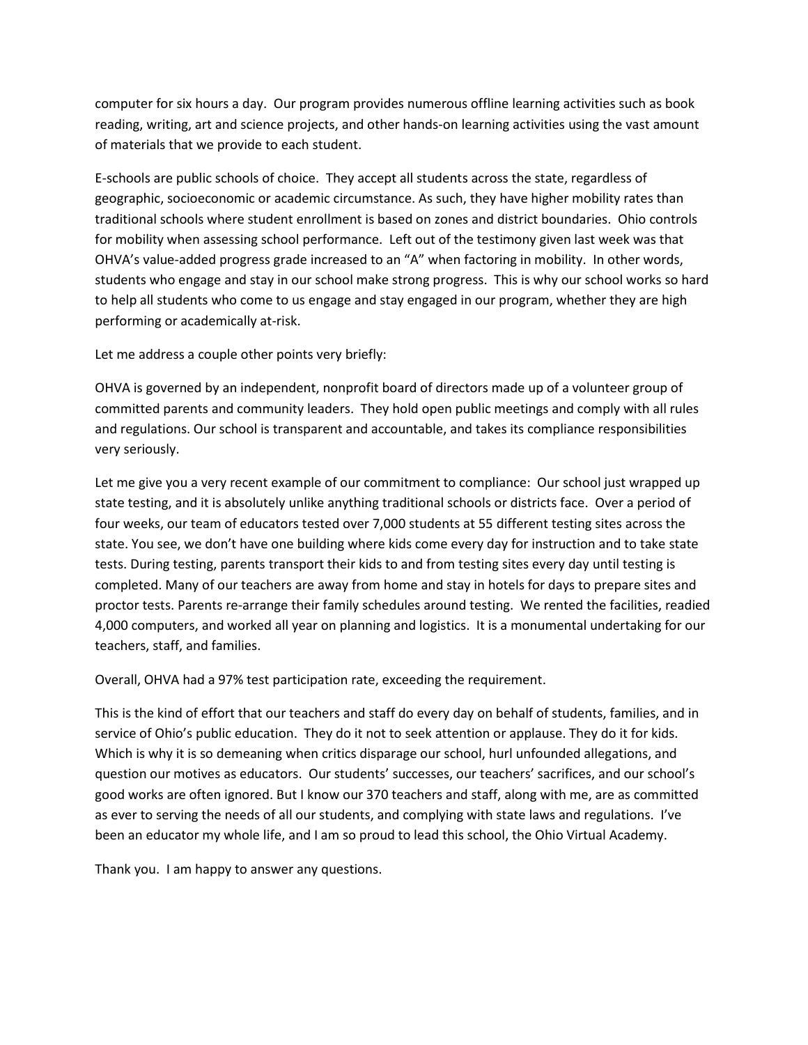computer for six hours a day. Our program provides numerous offline learning activities such as book reading, writing, art and science projects, and other hands-on learning activities using the vast amount of materials that we provide to each student.

E-schools are public schools of choice. They accept all students across the state, regardless of geographic, socioeconomic or academic circumstance. As such, they have higher mobility rates than traditional schools where student enrollment is based on zones and district boundaries. Ohio controls for mobility when assessing school performance. Left out of the testimony given last week was that OHVA's value-added progress grade increased to an "A" when factoring in mobility. In other words, students who engage and stay in our school make strong progress. This is why our school works so hard to help all students who come to us engage and stay engaged in our program, whether they are high performing or academically at-risk.

Let me address a couple other points very briefly:

OHVA is governed by an independent, nonprofit board of directors made up of a volunteer group of committed parents and community leaders. They hold open public meetings and comply with all rules and regulations. Our school is transparent and accountable, and takes its compliance responsibilities very seriously.

Let me give you a very recent example of our commitment to compliance: Our school just wrapped up state testing, and it is absolutely unlike anything traditional schools or districts face. Over a period of four weeks, our team of educators tested over 7,000 students at 55 different testing sites across the state. You see, we don't have one building where kids come every day for instruction and to take state tests. During testing, parents transport their kids to and from testing sites every day until testing is completed. Many of our teachers are away from home and stay in hotels for days to prepare sites and proctor tests. Parents re-arrange their family schedules around testing. We rented the facilities, readied 4,000 computers, and worked all year on planning and logistics. It is a monumental undertaking for our teachers, staff, and families.

Overall, OHVA had a 97% test participation rate, exceeding the requirement.

This is the kind of effort that our teachers and staff do every day on behalf of students, families, and in service of Ohio's public education. They do it not to seek attention or applause. They do it for kids. Which is why it is so demeaning when critics disparage our school, hurl unfounded allegations, and question our motives as educators. Our students' successes, our teachers' sacrifices, and our school's good works are often ignored. But I know our 370 teachers and staff, along with me, are as committed as ever to serving the needs of all our students, and complying with state laws and regulations. I've been an educator my whole life, and I am so proud to lead this school, the Ohio Virtual Academy.

Thank you. I am happy to answer any questions.